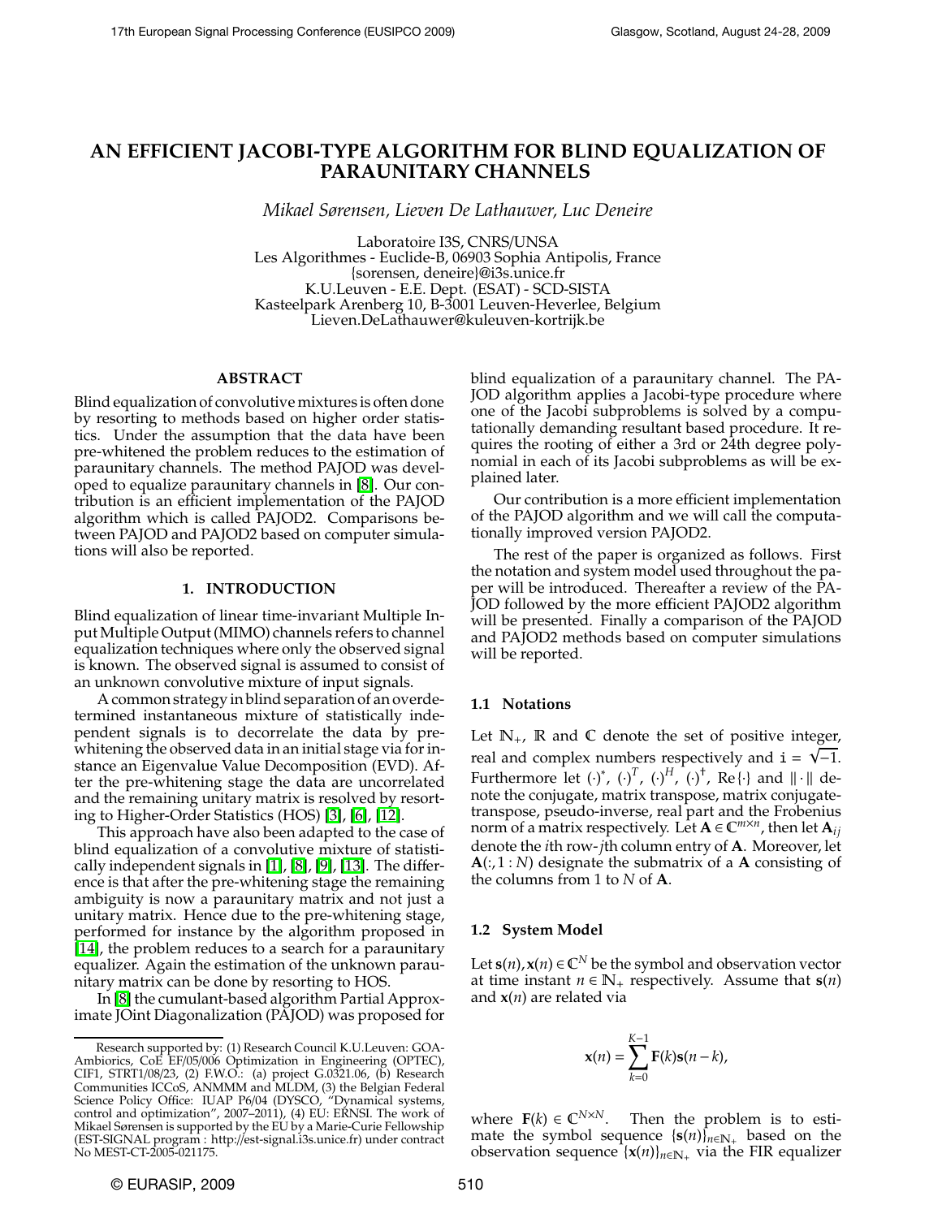# AN EFFICIENT JACOBI-TYPE ALGORITHM FOR BLIND EQUALIZATION OF PARAUNITARY CHANNELS

*Mikael Sørensen, Lieven De Lathauwer, Luc Deneire*

Laboratoire I3S, CNRS/UNSA
Les Algorithmes - Euclide-B, 06903 Sophia Antipolis, France
{sorensen, deneire}@i3s.unice.fr
K.U.Leuven - E.E. Dept. (ESAT) - SCD-SISTA
Kasteelpark Arenberg 10, B-3001 Leuven-Heverlee, Belgium
Lieven.DeLathauwer@kuleuven-kortrijk.be

## ABSTRACT

Blind equalization of convolutive mixtures is often done by resorting to methods based on higher order statistics. Under the assumption that the data have been pre-whitened the problem reduces to the estimation of paraunitary channels. The method PAJOD was developed to equalize paraunitary channels in [8]. Our contribution is an efficient implementation of the PAJOD algorithm which is called PAJOD2. Comparisons between PAJOD and PAJOD2 based on computer simulations will also be reported.

## 1. INTRODUCTION

Blind equalization of linear time-invariant Multiple Input Multiple Output (MIMO) channels refers to channel equalization techniques where only the observed signal is known. The observed signal is assumed to consist of an unknown convolutive mixture of input signals.

A common strategy in blind separation of an overdetermined instantaneous mixture of statistically independent signals is to decorrelate the data by prewhitening the observed data in an initial stage via for instance an Eigenvalue Value Decomposition (EVD). After the pre-whitening stage the data are uncorrelated and the remaining unitary matrix is resolved by resorting to Higher-Order Statistics (HOS) [3], [6], [12].

This approach have also been adapted to the case of blind equalization of a convolutive mixture of statistically independent signals in [1], [8], [9], [13]. The difference is that after the pre-whitening stage the remaining ambiguity is now a paraunitary matrix and not just a unitary matrix. Hence due to the pre-whitening stage, performed for instance by the algorithm proposed in [14], the problem reduces to a search for a paraunitary equalizer. Again the estimation of the unknown paraunitary matrix can be done by resorting to HOS.

In [8] the cumulant-based algorithm Partial Approximate JOint Diagonalization (PAJOD) was proposed for blind equalization of a paraunitary channel. The PAJOD algorithm applies a Jacobi-type procedure where one of the Jacobi subproblems is solved by a computationally demanding resultant based procedure. It requires the rooting of either a 3rd or 24th degree polynomial in each of its Jacobi subproblems as will be explained later.

Our contribution is a more efficient implementation of the PAJOD algorithm and we will call the computationally improved version PAJOD2.

The rest of the paper is organized as follows. First the notation and system model used throughout the paper will be introduced. Thereafter a review of the PAJOD followed by the more efficient PAJOD2 algorithm will be presented. Finally a comparison of the PAJOD and PAJOD2 methods based on computer simulations will be reported.

### 1.1 Notations

Let $\mathbb{N}_+$, $\mathbb{R}$ and $\mathbb{C}$ denote the set of positive integer, real and complex numbers respectively and $\mathrm{i} = \sqrt{-1}$. Furthermore let $(\cdot)^*$, $(\cdot)^T$, $(\cdot)^H$, $(\cdot)^\dagger$, $\mathrm{Re}\{\cdot\}$ and $\|\cdot\|$ denote the conjugate, matrix transpose, matrix conjugate-transpose, pseudo-inverse, real part and the Frobenius norm of a matrix respectively. Let $\mathbf{A} \in \mathbb{C}^{m \times n}$, then let $\mathbf{A}_{ij}$ denote the $i$th row-$j$th column entry of $\mathbf{A}$. Moreover, let $\mathbf{A}(:, 1:N)$ designate the submatrix of a $\mathbf{A}$ consisting of the columns from 1 to $N$ of $\mathbf{A}$.

### 1.2 System Model

Let $\mathbf{s}(n), \mathbf{x}(n) \in \mathbb{C}^N$ be the symbol and observation vector at time instant $n \in \mathbb{N}_+$ respectively. Assume that $\mathbf{s}(n)$ and $\mathbf{x}(n)$ are related via

$$\mathbf{x}(n) = \sum_{k=0}^{K-1} \mathbf{F}(k)\mathbf{s}(n-k),$$

where $\mathbf{F}(k) \in \mathbb{C}^{N \times N}$. Then the problem is to estimate the symbol sequence $\{\mathbf{s}(n)\}_{n \in \mathbb{N}_+}$ based on the observation sequence $\{\mathbf{x}(n)\}_{n \in \mathbb{N}_+}$ via the FIR equalizer

---

Research supported by: (1) Research Council K.U.Leuven: GOA-Ambiorics, CoE EF/05/006 Optimization in Engineering (OPTEC), CIF1, STRT1/08/23, (2) F.W.O.: (a) project G.0321.06, (b) Research Communities ICCoS, ANMMM and MLDM, (3) the Belgian Federal Science Policy Office: IUAP P6/04 (DYSCO, "Dynamical systems, control and optimization", 2007–2011), (4) EU: ERNSI. The work of Mikael Sørensen is supported by the EU by a Marie-Curie Fellowship (EST-SIGNAL program : http://est-signal.i3s.unice.fr) under contract No MEST-CT-2005-021175.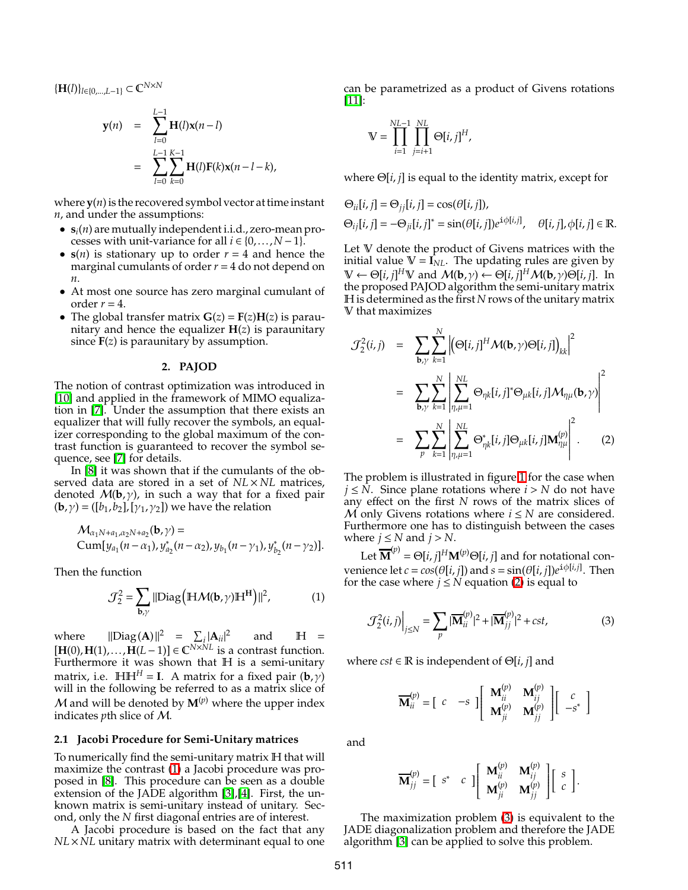$\{\mathbf{H}(l)\}_{l\in\{0,\ldots,L-1\}} \subset \mathbb{C}^{N\times N}$

$$
\begin{aligned}
\mathbf{y}(n) &= \sum_{l=0}^{L-1} \mathbf{H}(l)\mathbf{x}(n-l) \\
&= \sum_{l=0}^{L-1}\sum_{k=0}^{K-1} \mathbf{H}(l)\mathbf{F}(k)\mathbf{x}(n-l-k),
\end{aligned}
$$

where $\mathbf{y}(n)$ is the recovered symbol vector at time instant $n$, and under the assumptions:

- $\mathbf{s}_i(n)$ are mutually independent i.i.d., zero-mean processes with unit-variance for all $i \in \{0,\ldots,N-1\}$.
- $\mathbf{s}(n)$ is stationary up to order $r=4$ and hence the marginal cumulants of order $r=4$ do not depend on $n$.
- At most one source has zero marginal cumulant of order $r=4$.
- The global transfer matrix $\mathbf{G}(z) = \mathbf{F}(z)\mathbf{H}(z)$ is paraunitary and hence the equalizer $\mathbf{H}(z)$ is paraunitary since $\mathbf{F}(z)$ is paraunitary by assumption.

## 2. PAJOD

The notion of contrast optimization was introduced in [10] and applied in the framework of MIMO equalization in [7]. Under the assumption that there exists an equalizer that will fully recover the symbols, an equalizer corresponding to the global maximum of the contrast function is guaranteed to recover the symbol sequence, see [7] for details.

In [8] it was shown that if the cumulants of the observed data are stored in a set of $NL\times NL$ matrices, denoted $\mathcal{M}(\mathbf{b},\gamma)$, in such a way that for a fixed pair $(\mathbf{b},\gamma) = ([b_1,b_2],[\gamma_1,\gamma_2])$ we have the relation

$$
\mathcal{M}_{\alpha_1 N+a_1,\alpha_2 N+a_2}(\mathbf{b},\gamma) = \text{Cum}[y_{a_1}(n-\alpha_1), y^*_{a_2}(n-\alpha_2), y_{b_1}(n-\gamma_1), y^*_{b_2}(n-\gamma_2)].
$$

Then the function

$$
\mathcal{J}_2^2 = \sum_{\mathbf{b},\gamma} \|\text{Diag}\left(\mathbb{H}\mathcal{M}(\mathbf{b},\gamma)\mathbb{H}^{\mathbf{H}}\right)\|^2, \qquad (1)
$$

where $\|\text{Diag}(\mathbf{A})\|^2 = \sum_i |\mathbf{A}_{ii}|^2$ and $\mathbb{H} = [\mathbf{H}(0),\mathbf{H}(1),\ldots,\mathbf{H}(L-1)] \in \mathbb{C}^{N\times NL}$ is a contrast function. Furthermore it was shown that $\mathbb{H}$ is a semi-unitary matrix, i.e. $\mathbb{H}\mathbb{H}^H = \mathbf{I}$. A matrix for a fixed pair $(\mathbf{b},\gamma)$ will in the following be referred to as a matrix slice of $\mathcal{M}$ and will be denoted by $\mathbf{M}^{(p)}$ where the upper index indicates $p$th slice of $\mathcal{M}$.

### 2.1 Jacobi Procedure for Semi-Unitary matrices

To numerically find the semi-unitary matrix $\mathbb{H}$ that will maximize the contrast (1) a Jacobi procedure was proposed in [8]. This procedure can be seen as a double extension of the JADE algorithm [3],[4]. First, the unknown matrix is semi-unitary instead of unitary. Second, only the $N$ first diagonal entries are of interest.

A Jacobi procedure is based on the fact that any $NL\times NL$ unitary matrix with determinant equal to one can be parametrized as a product of Givens rotations [11]:

$$
\mathbb{V} = \prod_{i=1}^{NL-1}\prod_{j=i+1}^{NL} \Theta[i,j]^H,
$$

where $\Theta[i,j]$ is equal to the identity matrix, except for

$$
\begin{aligned}
&\Theta_{ii}[i,j] = \Theta_{jj}[i,j] = \cos(\theta[i,j]),\\
&\Theta_{ij}[i,j] = -\Theta_{ji}[i,j]^* = \sin(\theta[i,j])e^{\imath\phi[i,j]}, \quad \theta[i,j],\phi[i,j] \in \mathbb{R}.
\end{aligned}
$$

Let $\mathbb{V}$ denote the product of Givens matrices with the initial value $\mathbb{V} = \mathbf{I}_{NL}$. The updating rules are given by $\mathbb{V} \leftarrow \Theta[i,j]^H\mathbb{V}$ and $\mathcal{M}(\mathbf{b},\gamma) \leftarrow \Theta[i,j]^H\mathcal{M}(\mathbf{b},\gamma)\Theta[i,j]$. In the proposed PAJOD algorithm the semi-unitary matrix $\mathbb{H}$ is determined as the first $N$ rows of the unitary matrix $\mathbb{V}$ that maximizes

$$
\begin{aligned}
\mathcal{J}_2^2(i,j) &= \sum_{\mathbf{b},\gamma}\sum_{k=1}^{N} \left|\left(\Theta[i,j]^H\mathcal{M}(\mathbf{b},\gamma)\Theta[i,j]\right)_{kk}\right|^2 \\
&= \sum_{\mathbf{b},\gamma}\sum_{k=1}^{N} \left|\sum_{\eta,\mu=1}^{NL} \Theta_{\eta k}[i,j]^*\Theta_{\mu k}[i,j]\mathcal{M}_{\eta\mu}(\mathbf{b},\gamma)\right|^2 \\
&= \sum_{p}\sum_{k=1}^{N} \left|\sum_{\eta,\mu=1}^{NL} \Theta^*_{\eta k}[i,j]\Theta_{\mu k}[i,j]\mathbf{M}^{(p)}_{\eta\mu}\right|^2. \qquad (2)
\end{aligned}
$$

The problem is illustrated in figure 1 for the case when $j \le N$. Since plane rotations where $i > N$ do not have any effect on the first $N$ rows of the matrix slices of $\mathcal{M}$ only Givens rotations where $i \le N$ are considered. Furthermore one has to distinguish between the cases where $j \le N$ and $j > N$.

Let $\overline{\mathbf{M}}^{(p)} = \Theta[i,j]^H\mathbf{M}^{(p)}\Theta[i,j]$ and for notational convenience let $c = cos(\theta[i,j])$ and $s = \sin(\theta[i,j])e^{\imath\phi[i,j]}$. Then for the case where $j \le N$ equation (2) is equal to

$$
\mathcal{J}_2^2(i,j)\Big|_{j\le N} = \sum_p |\overline{\mathbf{M}}^{(p)}_{ii}|^2 + |\overline{\mathbf{M}}^{(p)}_{jj}|^2 + cst, \qquad (3)
$$

where $cst \in \mathbb{R}$ is independent of $\Theta[i,j]$ and

$$
\overline{\mathbf{M}}^{(p)}_{ii} = \begin{bmatrix} c & -s \end{bmatrix} \begin{bmatrix} \mathbf{M}^{(p)}_{ii} & \mathbf{M}^{(p)}_{ij} \\ \mathbf{M}^{(p)}_{ji} & \mathbf{M}^{(p)}_{jj} \end{bmatrix} \begin{bmatrix} c \\ -s^* \end{bmatrix}
$$

and

$$
\overline{\mathbf{M}}^{(p)}_{jj} = \begin{bmatrix} s^* & c \end{bmatrix} \begin{bmatrix} \mathbf{M}^{(p)}_{ii} & \mathbf{M}^{(p)}_{ij} \\ \mathbf{M}^{(p)}_{ji} & \mathbf{M}^{(p)}_{jj} \end{bmatrix} \begin{bmatrix} s \\ c \end{bmatrix}.
$$

The maximization problem (3) is equivalent to the JADE diagonalization problem and therefore the JADE algorithm [3] can be applied to solve this problem.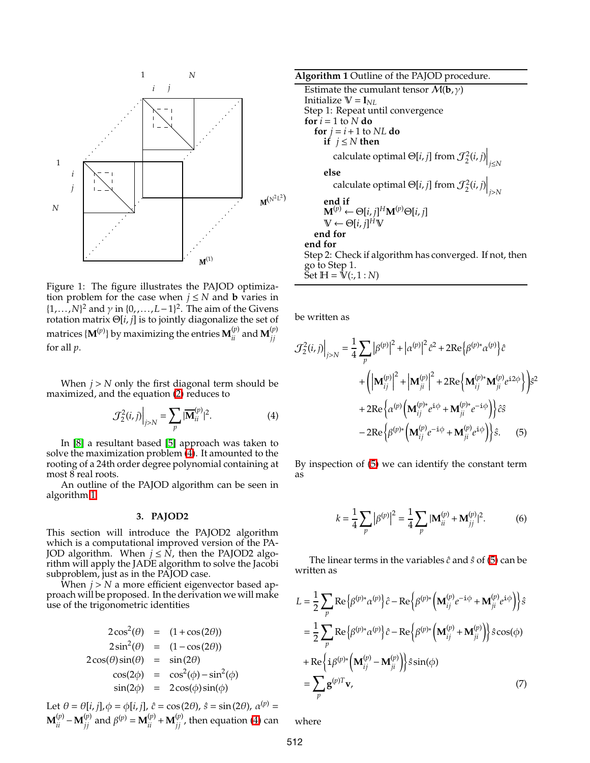Figure 1: The figure illustrates the PAJOD optimization problem for the case when $j \leq N$ and $\mathbf{b}$ varies in $\{1,\ldots,N\}^2$ and $\gamma$ in $\{0,,\ldots,L-1\}^2$. The aim of the Givens rotation matrix $\Theta[i,j]$ is to jointly diagonalize the set of matrices $\{\mathbf{M}^{(p)}\}$ by maximizing the entries $\mathbf{M}^{(p)}_{ii}$ and $\mathbf{M}^{(p)}_{jj}$ for all $p$.

When $j > N$ only the first diagonal term should be maximized, and the equation (2) reduces to

$$\mathcal{J}_2^2(i,j)\Big|_{j>N} = \sum_p |\overline{\mathbf{M}}^{(p)}_{ii}|^2. \tag{4}$$

In [8] a resultant based [5] approach was taken to solve the maximization problem (4). It amounted to the rooting of a 24th order degree polynomial containing at most 8 real roots.

An outline of the PAJOD algorithm can be seen in algorithm 1.

**Algorithm 1** Outline of the PAJOD procedure.

```
Estimate the cumulant tensor M(b, γ)
Initialize V = I_NL
Step 1: Repeat until convergence
for i = 1 to N do
  for j = i+1 to NL do
    if j ≤ N then
      calculate optimal Θ[i,j] from J_2^2(i,j)|_{j≤N}
    else
      calculate optimal Θ[i,j] from J_2^2(i,j)|_{j>N}
    end if
    M^(p) ← Θ[i,j]^H M^(p) Θ[i,j]
    V ← Θ[i,j]^H V
  end for
end for
Step 2: Check if algorithm has converged. If not, then
go to Step 1.
Set H = V(:, 1:N)
```

## 3. PAJOD2

This section will introduce the PAJOD2 algorithm which is a computational improved version of the PAJOD algorithm. When $j \leq N$, then the PAJOD2 algorithm will apply the JADE algorithm to solve the Jacobi subproblem, just as in the PAJOD case.

When $j > N$ a more efficient eigenvector based approach will be proposed. In the derivation we will make use of the trigonometric identities

$$\begin{aligned}
2\cos^2(\theta) &= (1+\cos(2\theta)) \\
2\sin^2(\theta) &= (1-\cos(2\theta)) \\
2\cos(\theta)\sin(\theta) &= \sin(2\theta) \\
\cos(2\phi) &= \cos^2(\phi)-\sin^2(\phi) \\
\sin(2\phi) &= 2\cos(\phi)\sin(\phi)
\end{aligned}$$

Let $\theta = \theta[i,j], \phi = \phi[i,j]$, $\hat{c} = \cos(2\theta)$, $\hat{s} = \sin(2\theta)$, $\alpha^{(p)} = \mathbf{M}^{(p)}_{ii} - \mathbf{M}^{(p)}_{jj}$ and $\beta^{(p)} = \mathbf{M}^{(p)}_{ii} + \mathbf{M}^{(p)}_{jj}$, then equation (4) can be written as

$$\begin{aligned}
\mathcal{J}_2^2(i,j)\Big|_{j>N} = \frac{1}{4}\sum_p & \left|\beta^{(p)}\right|^2 + \left|\alpha^{(p)}\right|^2 \hat{c}^2 + 2\mathrm{Re}\left\{\beta^{(p)*}\alpha^{(p)}\right\}\hat{c} \\
&+ \left(\left|\mathbf{M}^{(p)}_{ij}\right|^2 + \left|\mathbf{M}^{(p)}_{ji}\right|^2 + 2\mathrm{Re}\left\{\mathbf{M}^{(p)*}_{ij}\mathbf{M}^{(p)}_{ji}e^{\mathrm{i}2\phi}\right\}\right)\hat{s}^2 \\
&+ 2\mathrm{Re}\left\{\alpha^{(p)}\left(\mathbf{M}^{(p)*}_{ij}e^{\mathrm{i}\phi} + \mathbf{M}^{(p)*}_{ji}e^{-\mathrm{i}\phi}\right)\right\}\hat{c}\hat{s} \\
&- 2\mathrm{Re}\left\{\beta^{(p)*}\left(\mathbf{M}^{(p)}_{ij}e^{-\mathrm{i}\phi} + \mathbf{M}^{(p)}_{ji}e^{\mathrm{i}\phi}\right)\right\}\hat{s}.
\end{aligned} \tag{5}$$

By inspection of (5) we can identify the constant term as

$$k = \frac{1}{4}\sum_p \left|\beta^{(p)}\right|^2 = \frac{1}{4}\sum_p |\mathbf{M}^{(p)}_{ii} + \mathbf{M}^{(p)}_{jj}|^2. \tag{6}$$

The linear terms in the variables $\hat{c}$ and $\hat{s}$ of (5) can be written as

$$\begin{aligned}
L &= \frac{1}{2}\sum_p \mathrm{Re}\left\{\beta^{(p)*}\alpha^{(p)}\right\}\hat{c} - \mathrm{Re}\left\{\beta^{(p)*}\left(\mathbf{M}^{(p)}_{ij}e^{-\mathrm{i}\phi} + \mathbf{M}^{(p)}_{ji}e^{\mathrm{i}\phi}\right)\right\}\hat{s} \\
&= \frac{1}{2}\sum_p \mathrm{Re}\left\{\beta^{(p)*}\alpha^{(p)}\right\}\hat{c} - \mathrm{Re}\left\{\beta^{(p)*}\left(\mathbf{M}^{(p)}_{ij} + \mathbf{M}^{(p)}_{ji}\right)\right\}\hat{s}\cos(\phi) \\
&+ \mathrm{Re}\left\{\mathrm{i}\beta^{(p)*}\left(\mathbf{M}^{(p)}_{ij} - \mathbf{M}^{(p)}_{ji}\right)\right\}\hat{s}\sin(\phi) \\
&= \sum_p \mathbf{g}^{(p)T}\mathbf{v},
\end{aligned} \tag{7}$$

where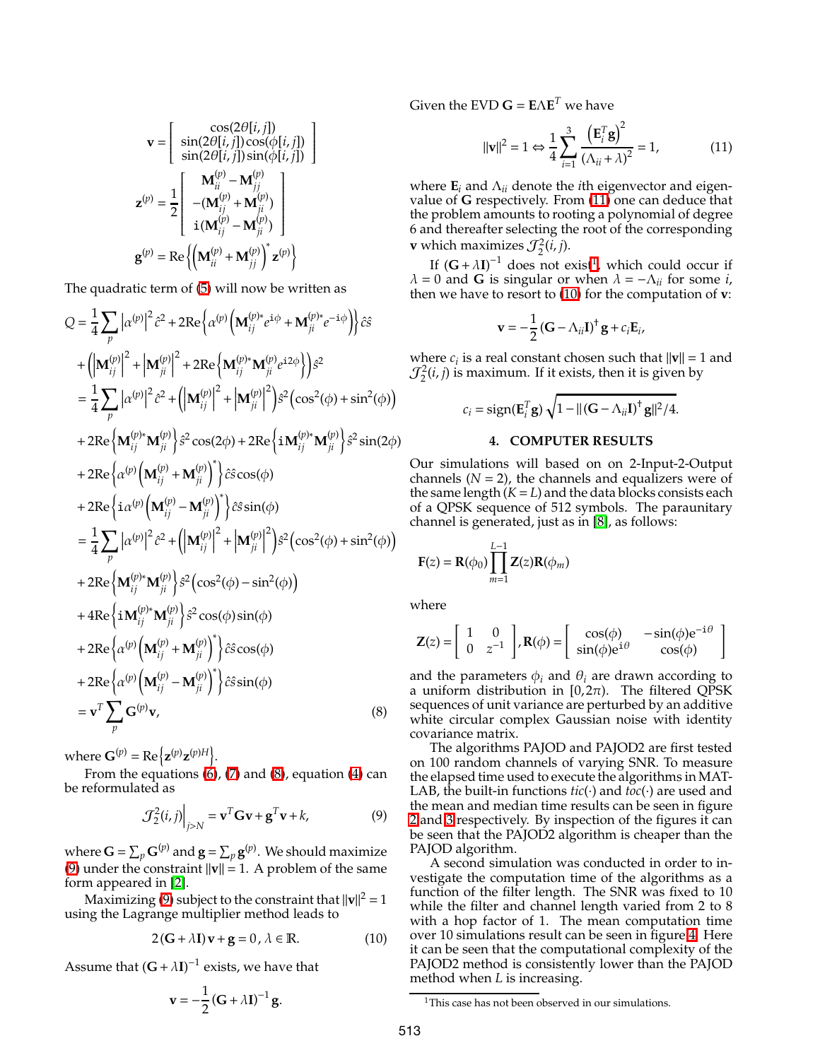$$\mathbf{v} = \begin{bmatrix} \cos(2\theta[i,j]) \\ \sin(2\theta[i,j])\cos(\phi[i,j]) \\ \sin(2\theta[i,j])\sin(\phi[i,j]) \end{bmatrix}$$

$$\mathbf{z}^{(p)} = \frac{1}{2}\begin{bmatrix} \mathbf{M}_{ii}^{(p)} - \mathbf{M}_{jj}^{(p)} \\ -(\mathbf{M}_{ij}^{(p)} + \mathbf{M}_{ji}^{(p)}) \\ \mathrm{i}(\mathbf{M}_{ij}^{(p)} - \mathbf{M}_{ji}^{(p)}) \end{bmatrix}$$

$$\mathbf{g}^{(p)} = \mathrm{Re}\left\{\left(\mathbf{M}_{ii}^{(p)} + \mathbf{M}_{jj}^{(p)}\right)^* \mathbf{z}^{(p)}\right\}$$

The quadratic term of (5) will now be written as

$$\begin{aligned}
Q &= \frac{1}{4}\sum_p \left|\alpha^{(p)}\right|^2 \hat{c}^2 + 2\mathrm{Re}\left\{\alpha^{(p)}\left(\mathbf{M}_{ij}^{(p)*}e^{\mathrm{i}\phi} + \mathbf{M}_{ji}^{(p)*}e^{-\mathrm{i}\phi}\right)\right\}\hat{c}\hat{s} \\
&+ \left(\left|\mathbf{M}_{ij}^{(p)}\right|^2 + \left|\mathbf{M}_{ji}^{(p)}\right|^2 + 2\mathrm{Re}\left\{\mathbf{M}_{ij}^{(p)*}\mathbf{M}_{ji}^{(p)}e^{\mathrm{i}2\phi}\right\}\right)\hat{s}^2 \\
&= \frac{1}{4}\sum_p \left|\alpha^{(p)}\right|^2 \hat{c}^2 + \left(\left|\mathbf{M}_{ij}^{(p)}\right|^2 + \left|\mathbf{M}_{ji}^{(p)}\right|^2\right)\hat{s}^2\left(\cos^2(\phi) + \sin^2(\phi)\right) \\
&+ 2\mathrm{Re}\left\{\mathbf{M}_{ij}^{(p)*}\mathbf{M}_{ji}^{(p)}\right\}\hat{s}^2\cos(2\phi) + 2\mathrm{Re}\left\{\mathrm{i}\mathbf{M}_{ij}^{(p)*}\mathbf{M}_{ji}^{(p)}\right\}\hat{s}^2\sin(2\phi) \\
&+ 2\mathrm{Re}\left\{\alpha^{(p)}\left(\mathbf{M}_{ij}^{(p)} + \mathbf{M}_{ji}^{(p)}\right)^*\right\}\hat{c}\hat{s}\cos(\phi) \\
&+ 2\mathrm{Re}\left\{\mathrm{i}\alpha^{(p)}\left(\mathbf{M}_{ij}^{(p)} - \mathbf{M}_{ji}^{(p)}\right)^*\right\}\hat{c}\hat{s}\sin(\phi) \\
&= \frac{1}{4}\sum_p \left|\alpha^{(p)}\right|^2 \hat{c}^2 + \left(\left|\mathbf{M}_{ij}^{(p)}\right|^2 + \left|\mathbf{M}_{ji}^{(p)}\right|^2\right)\hat{s}^2\left(\cos^2(\phi) + \sin^2(\phi)\right) \\
&+ 2\mathrm{Re}\left\{\mathbf{M}_{ij}^{(p)*}\mathbf{M}_{ji}^{(p)}\right\}\hat{s}^2\left(\cos^2(\phi) - \sin^2(\phi)\right) \\
&+ 4\mathrm{Re}\left\{\mathrm{i}\mathbf{M}_{ij}^{(p)*}\mathbf{M}_{ji}^{(p)}\right\}\hat{s}^2\cos(\phi)\sin(\phi) \\
&+ 2\mathrm{Re}\left\{\alpha^{(p)}\left(\mathbf{M}_{ij}^{(p)} + \mathbf{M}_{ji}^{(p)}\right)^*\right\}\hat{c}\hat{s}\cos(\phi) \\
&+ 2\mathrm{Re}\left\{\alpha^{(p)}\left(\mathbf{M}_{ij}^{(p)} - \mathbf{M}_{ji}^{(p)}\right)^*\right\}\hat{c}\hat{s}\sin(\phi) \\
&= \mathbf{v}^T \sum_p \mathbf{G}^{(p)}\mathbf{v},
\end{aligned} \tag{8}$$

where $\mathbf{G}^{(p)} = \mathrm{Re}\left\{\mathbf{z}^{(p)}\mathbf{z}^{(p)H}\right\}$.

From the equations (6), (7) and (8), equation (4) can be reformulated as

$$\mathcal{J}_2^2(i,j)\Big|_{j>N} = \mathbf{v}^T\mathbf{G}\mathbf{v} + \mathbf{g}^T\mathbf{v} + k, \tag{9}$$

where $\mathbf{G} = \sum_p \mathbf{G}^{(p)}$ and $\mathbf{g} = \sum_p \mathbf{g}^{(p)}$. We should maximize (9) under the constraint $\|\mathbf{v}\| = 1$. A problem of the same form appeared in [2].

Maximizing (9) subject to the constraint that $\|\mathbf{v}\|^2 = 1$ using the Lagrange multiplier method leads to

$$2(\mathbf{G} + \lambda\mathbf{I})\mathbf{v} + \mathbf{g} = 0,\ \lambda \in \mathbb{R}. \tag{10}$$

Assume that $(\mathbf{G} + \lambda\mathbf{I})^{-1}$ exists, we have that

$$\mathbf{v} = -\frac{1}{2}(\mathbf{G} + \lambda\mathbf{I})^{-1}\mathbf{g}.$$

Given the EVD $\mathbf{G} = \mathbf{E}\Lambda\mathbf{E}^T$ we have

$$\|\mathbf{v}\|^2 = 1 \Leftrightarrow \frac{1}{4}\sum_{i=1}^{3}\frac{\left(\mathbf{E}_i^T\mathbf{g}\right)^2}{(\Lambda_{ii} + \lambda)^2} = 1, \tag{11}$$

where $\mathbf{E}_i$ and $\Lambda_{ii}$ denote the $i$th eigenvector and eigenvalue of $\mathbf{G}$ respectively. From (11) one can deduce that the problem amounts to rooting a polynomial of degree 6 and thereafter selecting the root of the corresponding $\mathbf{v}$ which maximizes $\mathcal{J}_2^2(i,j)$.

If $(\mathbf{G} + \lambda\mathbf{I})^{-1}$ does not exist[1], which could occur if $\lambda = 0$ and $\mathbf{G}$ is singular or when $\lambda = -\Lambda_{ii}$ for some $i$, then we have to resort to (10) for the computation of $\mathbf{v}$:

$$\mathbf{v} = -\frac{1}{2}(\mathbf{G} - \Lambda_{ii}\mathbf{I})^{\dagger}\mathbf{g} + c_i\mathbf{E}_i,$$

where $c_i$ is a real constant chosen such that $\|\mathbf{v}\| = 1$ and $\mathcal{J}_2^2(i,j)$ is maximum. If it exists, then it is given by

$$c_i = \mathrm{sign}(\mathbf{E}_i^T\mathbf{g})\sqrt{1 - \|(\mathbf{G} - \Lambda_{ii}\mathbf{I})^{\dagger}\mathbf{g}\|^2/4}.$$

## 4. COMPUTER RESULTS

Our simulations will based on on 2-Input-2-Output channels ($N = 2$), the channels and equalizers were of the same length ($K = L$) and the data blocks consists each of a QPSK sequence of 512 symbols. The paraunitary channel is generated, just as in [8], as follows:

$$\mathbf{F}(z) = \mathbf{R}(\phi_0)\prod_{m=1}^{L-1}\mathbf{Z}(z)\mathbf{R}(\phi_m)$$

where

$$\mathbf{Z}(z) = \begin{bmatrix} 1 & 0 \\ 0 & z^{-1} \end{bmatrix}, \mathbf{R}(\phi) = \begin{bmatrix} \cos(\phi) & -\sin(\phi)e^{-\mathrm{i}\theta} \\ \sin(\phi)e^{\mathrm{i}\theta} & \cos(\phi) \end{bmatrix}$$

and the parameters $\phi_i$ and $\theta_i$ are drawn according to a uniform distribution in $[0, 2\pi)$. The filtered QPSK sequences of unit variance are perturbed by an additive white circular complex Gaussian noise with identity covariance matrix.

The algorithms PAJOD and PAJOD2 are first tested on 100 random channels of varying SNR. To measure the elapsed time used to execute the algorithms in MATLAB, the built-in functions *tic*($\cdot$) and *toc*($\cdot$) are used and the mean and median time results can be seen in figure 2 and 3 respectively. By inspection of the figures it can be seen that the PAJOD2 algorithm is cheaper than the PAJOD algorithm.

A second simulation was conducted in order to investigate the computation time of the algorithms as a function of the filter length. The SNR was fixed to 10 while the filter and channel length varied from 2 to 8 with a hop factor of 1. The mean computation time over 10 simulations result can be seen in figure 4. Here it can be seen that the computational complexity of the PAJOD2 method is consistently lower than the PAJOD method when $L$ is increasing.

[1] This case has not been observed in our simulations.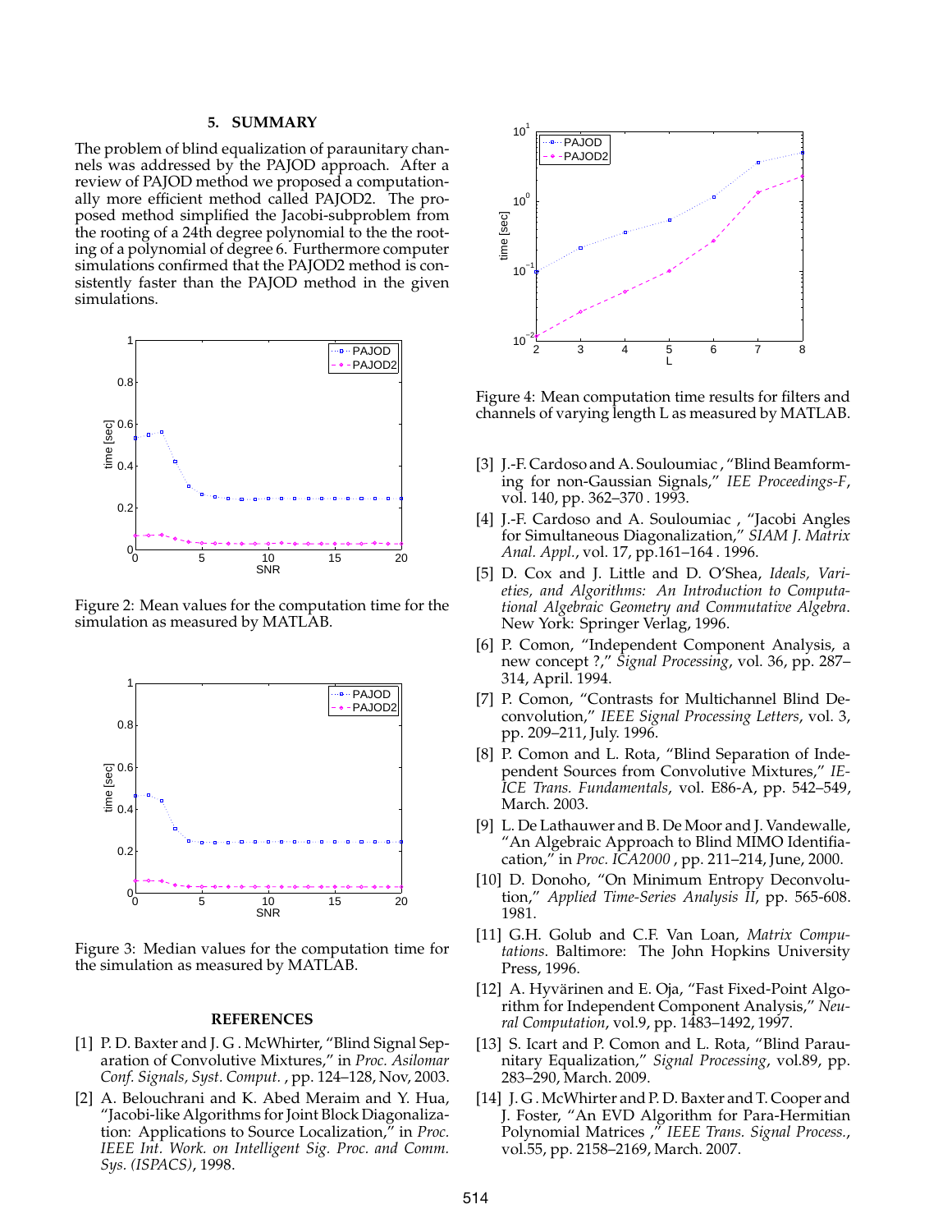## 5. SUMMARY

The problem of blind equalization of paraunitary channels was addressed by the PAJOD approach. After a review of PAJOD method we proposed a computationally more efficient method called PAJOD2. The proposed method simplified the Jacobi-subproblem from the rooting of a 24th degree polynomial to the the rooting of a polynomial of degree 6. Furthermore computer simulations confirmed that the PAJOD2 method is consistently faster than the PAJOD method in the given simulations.

time [sec]
1
0.8
0.6
0.4
0.2
0
0
5
10
15
20
SNR
PAJOD
PAJOD2

Figure 2: Mean values for the computation time for the simulation as measured by MATLAB.

time [sec]
1
0.8
0.6
0.4
0.2
0
0
5
10
15
20
SNR
PAJOD
PAJOD2

Figure 3: Median values for the computation time for the simulation as measured by MATLAB.

time [sec]
$10^{1}$
$10^{0}$
$10^{-1}$
$10^{-2}$
2
3
4
5
6
7
8
L
PAJOD
PAJOD2

Figure 4: Mean computation time results for filters and channels of varying length L as measured by MATLAB.

## REFERENCES

[1] P. D. Baxter and J. G . McWhirter, "Blind Signal Separation of Convolutive Mixtures," in *Proc. Asilomar Conf. Signals, Syst. Comput.* , pp. 124–128, Nov, 2003.

[2] A. Belouchrani and K. Abed Meraim and Y. Hua, "Jacobi-like Algorithms for Joint Block Diagonalization: Applications to Source Localization," in *Proc. IEEE Int. Work. on Intelligent Sig. Proc. and Comm. Sys. (ISPACS)*, 1998.

[3] J.-F. Cardoso and A. Souloumiac , "Blind Beamforming for non-Gaussian Signals," *IEE Proceedings-F*, vol. 140, pp. 362–370 . 1993.

[4] J.-F. Cardoso and A. Souloumiac , "Jacobi Angles for Simultaneous Diagonalization," *SIAM J. Matrix Anal. Appl.*, vol. 17, pp.161–164 . 1996.

[5] D. Cox and J. Little and D. O'Shea, *Ideals, Varieties, and Algorithms: An Introduction to Computational Algebraic Geometry and Commutative Algebra*. New York: Springer Verlag, 1996.

[6] P. Comon, "Independent Component Analysis, a new concept ?," *Signal Processing*, vol. 36, pp. 287–314, April. 1994.

[7] P. Comon, "Contrasts for Multichannel Blind Deconvolution," *IEEE Signal Processing Letters*, vol. 3, pp. 209–211, July. 1996.

[8] P. Comon and L. Rota, "Blind Separation of Independent Sources from Convolutive Mixtures," *IEICE Trans. Fundamentals*, vol. E86-A, pp. 542–549, March. 2003.

[9] L. De Lathauwer and B. De Moor and J. Vandewalle, "An Algebraic Approach to Blind MIMO Identifiacation," in *Proc. ICA2000* , pp. 211–214, June, 2000.

[10] D. Donoho, "On Minimum Entropy Deconvolution," *Applied Time-Series Analysis II*, pp. 565-608. 1981.

[11] G.H. Golub and C.F. Van Loan, *Matrix Computations*. Baltimore: The John Hopkins University Press, 1996.

[12] A. Hyvärinen and E. Oja, "Fast Fixed-Point Algorithm for Independent Component Analysis," *Neural Computation*, vol.9, pp. 1483–1492, 1997.

[13] S. Icart and P. Comon and L. Rota, "Blind Paraunitary Equalization," *Signal Processing*, vol.89, pp. 283–290, March. 2009.

[14] J. G . McWhirter and P. D. Baxter and T. Cooper and J. Foster, "An EVD Algorithm for Para-Hermitian Polynomial Matrices ," *IEEE Trans. Signal Process.*, vol.55, pp. 2158–2169, March. 2007.